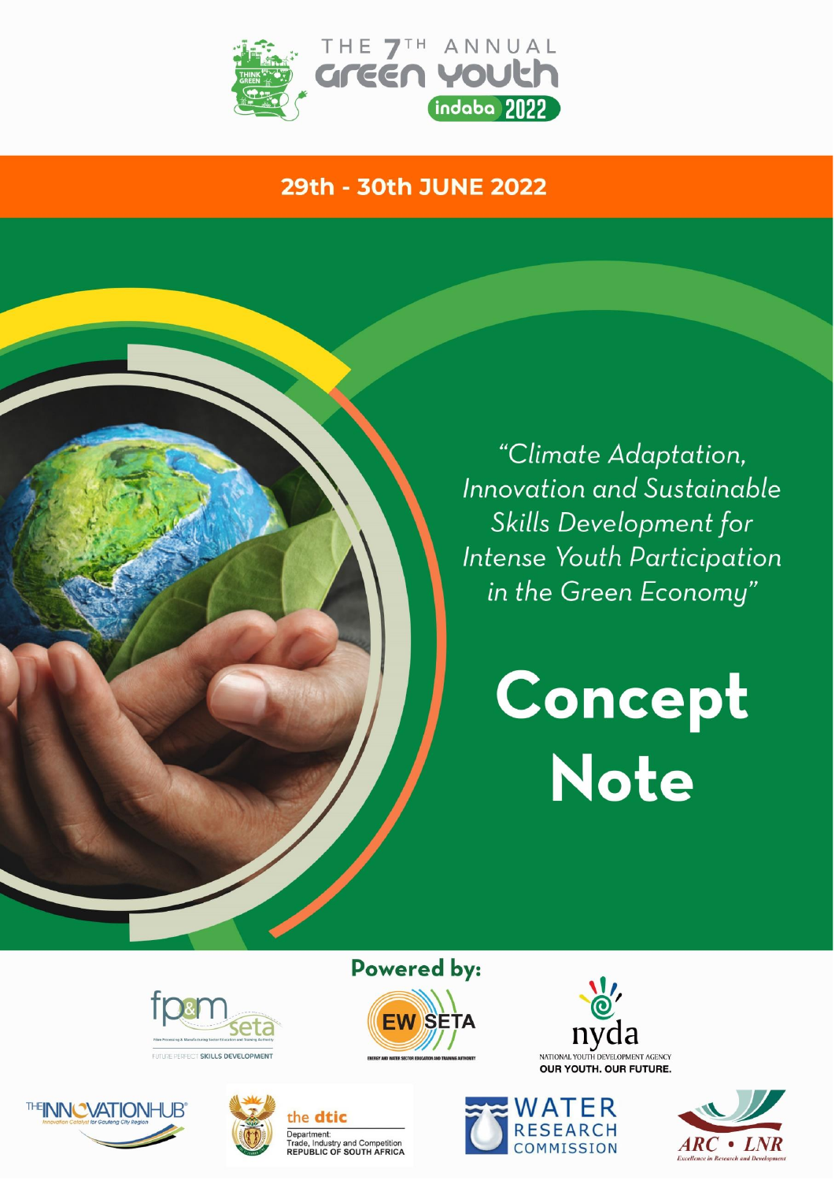# THE 7TH ANNUAL Green Youth indaba 2022

**29th - 30th JUNE 2022**

*"Climate Adaptation, Innovation and Sustainable Skills Development for Intense Youth Participation in the Green Economy"*

# Concept Note

**Powered by:**

fp&m seta — Fibre Processing & Manufacturing Sector Education and Training Authority — FUTURE PERFECT SKILLS DEVELOPMENT

EW SETA — ENERGY AND WATER SECTOR EDUCATION AND TRAINING AUTHORITY

nyda — NATIONAL YOUTH DEVELOPMENT AGENCY — OUR YOUTH. OUR FUTURE.

THE INNOVATION HUB — Innovation Catalyst for Gauteng City Region

the dtic — Department: Trade, Industry and Competition — REPUBLIC OF SOUTH AFRICA

WATER RESEARCH COMMISSION

ARC • LNR — Excellence in Research and Development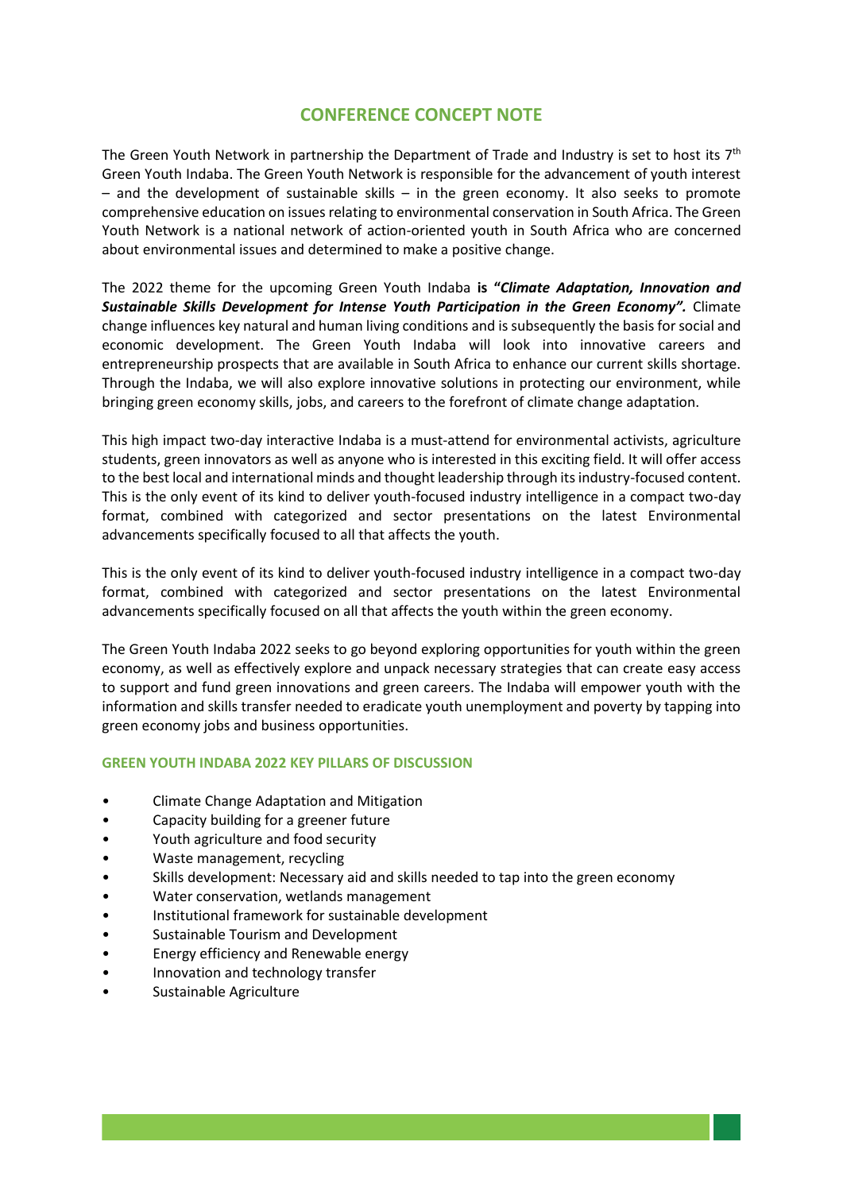# CONFERENCE CONCEPT NOTE

The Green Youth Network in partnership the Department of Trade and Industry is set to host its 7th Green Youth Indaba. The Green Youth Network is responsible for the advancement of youth interest – and the development of sustainable skills – in the green economy. It also seeks to promote comprehensive education on issues relating to environmental conservation in South Africa. The Green Youth Network is a national network of action-oriented youth in South Africa who are concerned about environmental issues and determined to make a positive change.

The 2022 theme for the upcoming Green Youth Indaba **is "*Climate Adaptation, Innovation and Sustainable Skills Development for Intense Youth Participation in the Green Economy".*** Climate change influences key natural and human living conditions and is subsequently the basis for social and economic development. The Green Youth Indaba will look into innovative careers and entrepreneurship prospects that are available in South Africa to enhance our current skills shortage. Through the Indaba, we will also explore innovative solutions in protecting our environment, while bringing green economy skills, jobs, and careers to the forefront of climate change adaptation.

This high impact two-day interactive Indaba is a must-attend for environmental activists, agriculture students, green innovators as well as anyone who is interested in this exciting field. It will offer access to the best local and international minds and thought leadership through its industry-focused content. This is the only event of its kind to deliver youth-focused industry intelligence in a compact two-day format, combined with categorized and sector presentations on the latest Environmental advancements specifically focused to all that affects the youth.

This is the only event of its kind to deliver youth-focused industry intelligence in a compact two-day format, combined with categorized and sector presentations on the latest Environmental advancements specifically focused on all that affects the youth within the green economy.

The Green Youth Indaba 2022 seeks to go beyond exploring opportunities for youth within the green economy, as well as effectively explore and unpack necessary strategies that can create easy access to support and fund green innovations and green careers. The Indaba will empower youth with the information and skills transfer needed to eradicate youth unemployment and poverty by tapping into green economy jobs and business opportunities.

## GREEN YOUTH INDABA 2022 KEY PILLARS OF DISCUSSION

- Climate Change Adaptation and Mitigation
- Capacity building for a greener future
- Youth agriculture and food security
- Waste management, recycling
- Skills development: Necessary aid and skills needed to tap into the green economy
- Water conservation, wetlands management
- Institutional framework for sustainable development
- Sustainable Tourism and Development
- Energy efficiency and Renewable energy
- Innovation and technology transfer
- Sustainable Agriculture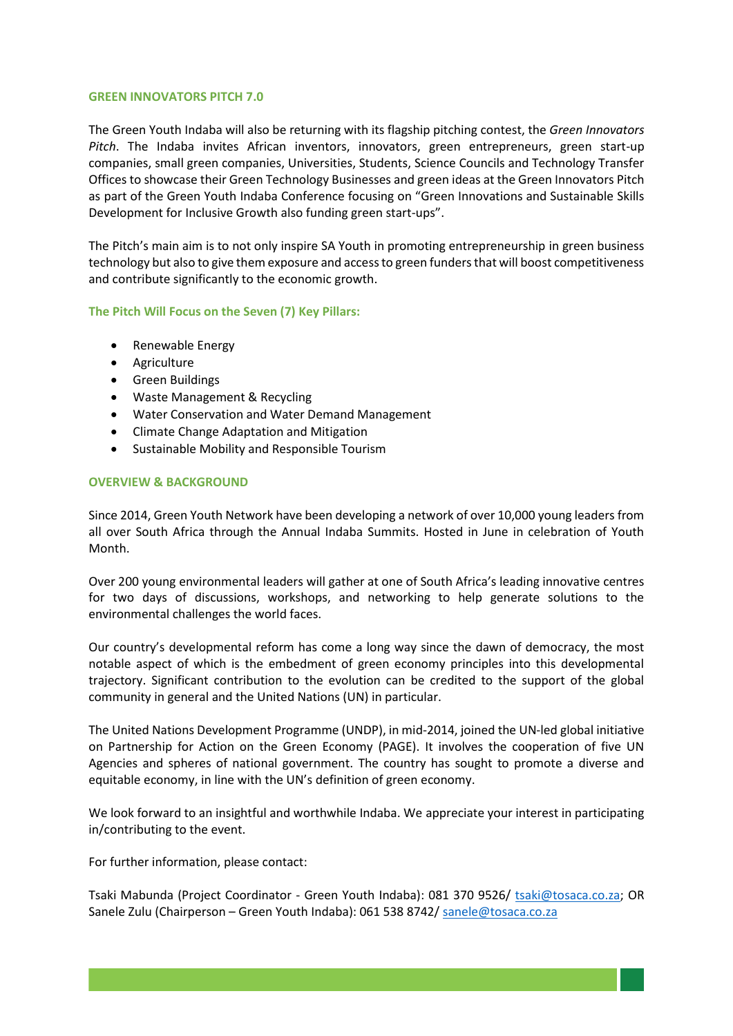## GREEN INNOVATORS PITCH 7.0

The Green Youth Indaba will also be returning with its flagship pitching contest, the *Green Innovators Pitch*. The Indaba invites African inventors, innovators, green entrepreneurs, green start-up companies, small green companies, Universities, Students, Science Councils and Technology Transfer Offices to showcase their Green Technology Businesses and green ideas at the Green Innovators Pitch as part of the Green Youth Indaba Conference focusing on "Green Innovations and Sustainable Skills Development for Inclusive Growth also funding green start-ups".

The Pitch's main aim is to not only inspire SA Youth in promoting entrepreneurship in green business technology but also to give them exposure and access to green funders that will boost competitiveness and contribute significantly to the economic growth.

### The Pitch Will Focus on the Seven (7) Key Pillars:

- Renewable Energy
- Agriculture
- Green Buildings
- Waste Management & Recycling
- Water Conservation and Water Demand Management
- Climate Change Adaptation and Mitigation
- Sustainable Mobility and Responsible Tourism

## OVERVIEW & BACKGROUND

Since 2014, Green Youth Network have been developing a network of over 10,000 young leaders from all over South Africa through the Annual Indaba Summits. Hosted in June in celebration of Youth Month.

Over 200 young environmental leaders will gather at one of South Africa's leading innovative centres for two days of discussions, workshops, and networking to help generate solutions to the environmental challenges the world faces.

Our country's developmental reform has come a long way since the dawn of democracy, the most notable aspect of which is the embedment of green economy principles into this developmental trajectory. Significant contribution to the evolution can be credited to the support of the global community in general and the United Nations (UN) in particular.

The United Nations Development Programme (UNDP), in mid-2014, joined the UN-led global initiative on Partnership for Action on the Green Economy (PAGE). It involves the cooperation of five UN Agencies and spheres of national government. The country has sought to promote a diverse and equitable economy, in line with the UN's definition of green economy.

We look forward to an insightful and worthwhile Indaba. We appreciate your interest in participating in/contributing to the event.

For further information, please contact:

Tsaki Mabunda (Project Coordinator - Green Youth Indaba): 081 370 9526/ tsaki@tosaca.co.za; OR Sanele Zulu (Chairperson – Green Youth Indaba): 061 538 8742/ sanele@tosaca.co.za